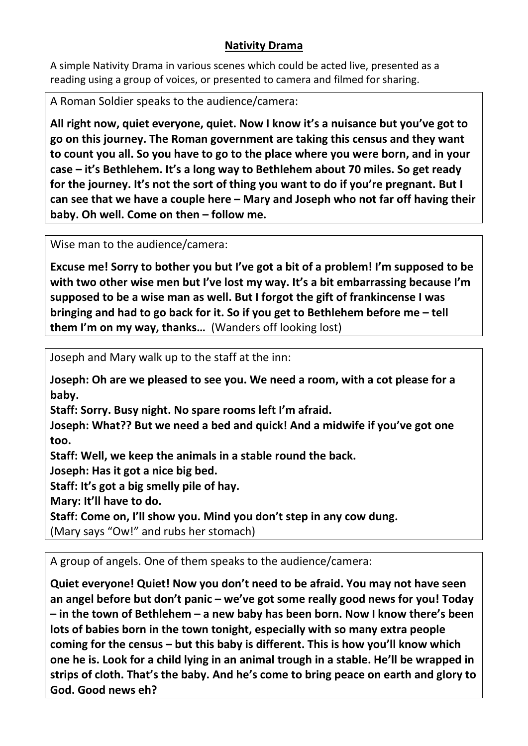## Nativity Drama

A simple Nativity Drama in various scenes which could be acted live, presented as a reading using a group of voices, or presented to camera and filmed for sharing.

A Roman Soldier speaks to the audience/camera:

**All right now, quiet everyone, quiet. Now I know it's a nuisance but you've got to go on this journey. The Roman government are taking this census and they want to count you all. So you have to go to the place where you were born, and in your case – it's Bethlehem. It's a long way to Bethlehem about 70 miles. So get ready for the journey. It's not the sort of thing you want to do if you're pregnant. But I can see that we have a couple here – Mary and Joseph who not far off having their baby. Oh well. Come on then – follow me.**

Wise man to the audience/camera:

**Excuse me! Sorry to bother you but I've got a bit of a problem! I'm supposed to be with two other wise men but I've lost my way. It's a bit embarrassing because I'm supposed to be a wise man as well. But I forgot the gift of frankincense I was bringing and had to go back for it. So if you get to Bethlehem before me – tell them I'm on my way, thanks…** (Wanders off looking lost)

Joseph and Mary walk up to the staff at the inn:

**Joseph: Oh are we pleased to see you. We need a room, with a cot please for a baby.**
**Staff: Sorry. Busy night. No spare rooms left I'm afraid.**
**Joseph: What?? But we need a bed and quick! And a midwife if you've got one too.**
**Staff: Well, we keep the animals in a stable round the back.**
**Joseph: Has it got a nice big bed.**
**Staff: It's got a big smelly pile of hay.**
**Mary: It'll have to do.**
**Staff: Come on, I'll show you. Mind you don't step in any cow dung.**
(Mary says "Ow!" and rubs her stomach)

A group of angels. One of them speaks to the audience/camera:

**Quiet everyone! Quiet! Now you don't need to be afraid. You may not have seen an angel before but don't panic – we've got some really good news for you! Today – in the town of Bethlehem – a new baby has been born. Now I know there's been lots of babies born in the town tonight, especially with so many extra people coming for the census – but this baby is different. This is how you'll know which one he is. Look for a child lying in an animal trough in a stable. He'll be wrapped in strips of cloth. That's the baby. And he's come to bring peace on earth and glory to God. Good news eh?**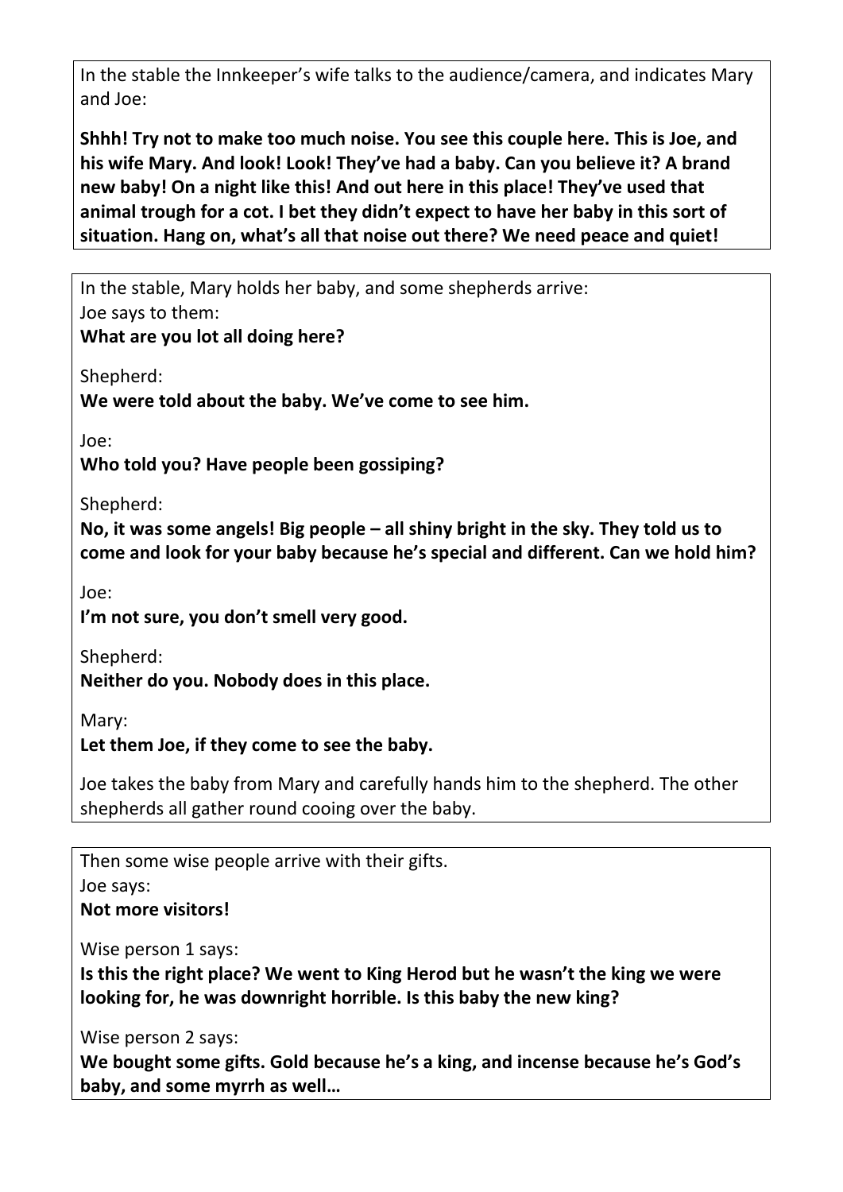In the stable the Innkeeper's wife talks to the audience/camera, and indicates Mary and Joe:

**Shhh! Try not to make too much noise. You see this couple here. This is Joe, and his wife Mary. And look! Look! They've had a baby. Can you believe it? A brand new baby! On a night like this! And out here in this place! They've used that animal trough for a cot. I bet they didn't expect to have her baby in this sort of situation. Hang on, what's all that noise out there? We need peace and quiet!**

---

In the stable, Mary holds her baby, and some shepherds arrive:
Joe says to them:
**What are you lot all doing here?**

Shepherd:
**We were told about the baby. We've come to see him.**

Joe:
**Who told you? Have people been gossiping?**

Shepherd:
**No, it was some angels! Big people – all shiny bright in the sky. They told us to come and look for your baby because he's special and different. Can we hold him?**

Joe:
**I'm not sure, you don't smell very good.**

Shepherd:
**Neither do you. Nobody does in this place.**

Mary:
**Let them Joe, if they come to see the baby.**

Joe takes the baby from Mary and carefully hands him to the shepherd. The other shepherds all gather round cooing over the baby.

---

Then some wise people arrive with their gifts.
Joe says:
**Not more visitors!**

Wise person 1 says:
**Is this the right place? We went to King Herod but he wasn't the king we were looking for, he was downright horrible. Is this baby the new king?**

Wise person 2 says:
**We bought some gifts. Gold because he's a king, and incense because he's God's baby, and some myrrh as well…**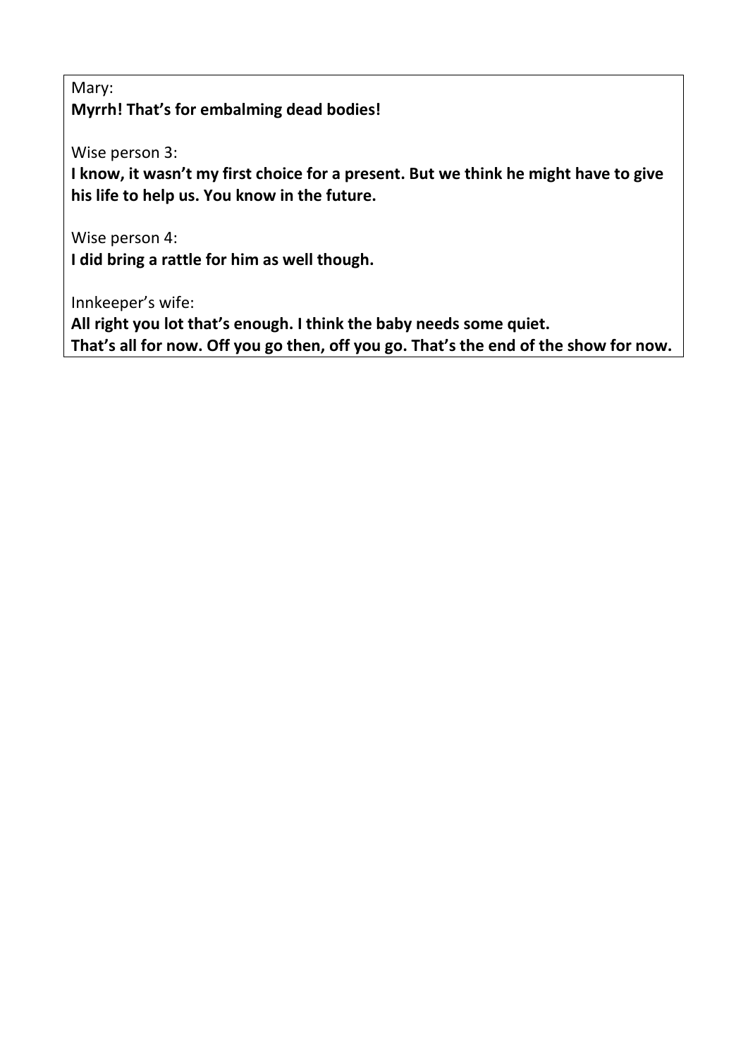Mary:

**Myrrh! That's for embalming dead bodies!**

Wise person 3:

**I know, it wasn't my first choice for a present. But we think he might have to give his life to help us. You know in the future.**

Wise person 4:

**I did bring a rattle for him as well though.**

Innkeeper's wife:

**All right you lot that's enough. I think the baby needs some quiet.**
**That's all for now. Off you go then, off you go. That's the end of the show for now.**